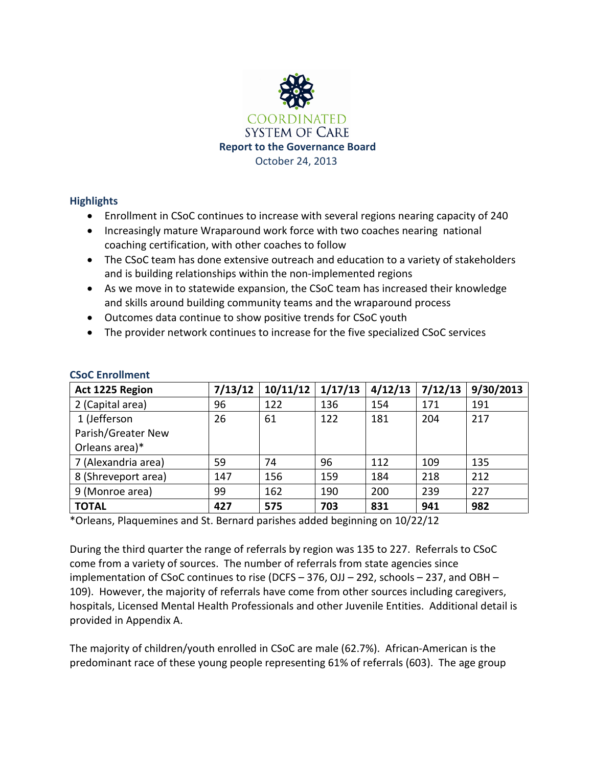# COORDINATED SYSTEM OF CARE

**Report to the Governance Board**

October 24, 2013

## Highlights

- Enrollment in CSoC continues to increase with several regions nearing capacity of 240
- Increasingly mature Wraparound work force with two coaches nearing national coaching certification, with other coaches to follow
- The CSoC team has done extensive outreach and education to a variety of stakeholders and is building relationships within the non-implemented regions
- As we move in to statewide expansion, the CSoC team has increased their knowledge and skills around building community teams and the wraparound process
- Outcomes data continue to show positive trends for CSoC youth
- The provider network continues to increase for the five specialized CSoC services

## CSoC Enrollment

| Act 1225 Region | 7/13/12 | 10/11/12 | 1/17/13 | 4/12/13 | 7/12/13 | 9/30/2013 |
|---|---|---|---|---|---|---|
| 2 (Capital area) | 96 | 122 | 136 | 154 | 171 | 191 |
| 1 (Jefferson Parish/Greater New Orleans area)* | 26 | 61 | 122 | 181 | 204 | 217 |
| 7 (Alexandria area) | 59 | 74 | 96 | 112 | 109 | 135 |
| 8 (Shreveport area) | 147 | 156 | 159 | 184 | 218 | 212 |
| 9 (Monroe area) | 99 | 162 | 190 | 200 | 239 | 227 |
| **TOTAL** | **427** | **575** | **703** | **831** | **941** | **982** |

*Orleans, Plaquemines and St. Bernard parishes added beginning on 10/22/12

During the third quarter the range of referrals by region was 135 to 227. Referrals to CSoC come from a variety of sources. The number of referrals from state agencies since implementation of CSoC continues to rise (DCFS – 376, OJJ – 292, schools – 237, and OBH – 109). However, the majority of referrals have come from other sources including caregivers, hospitals, Licensed Mental Health Professionals and other Juvenile Entities. Additional detail is provided in Appendix A.

The majority of children/youth enrolled in CSoC are male (62.7%). African-American is the predominant race of these young people representing 61% of referrals (603). The age group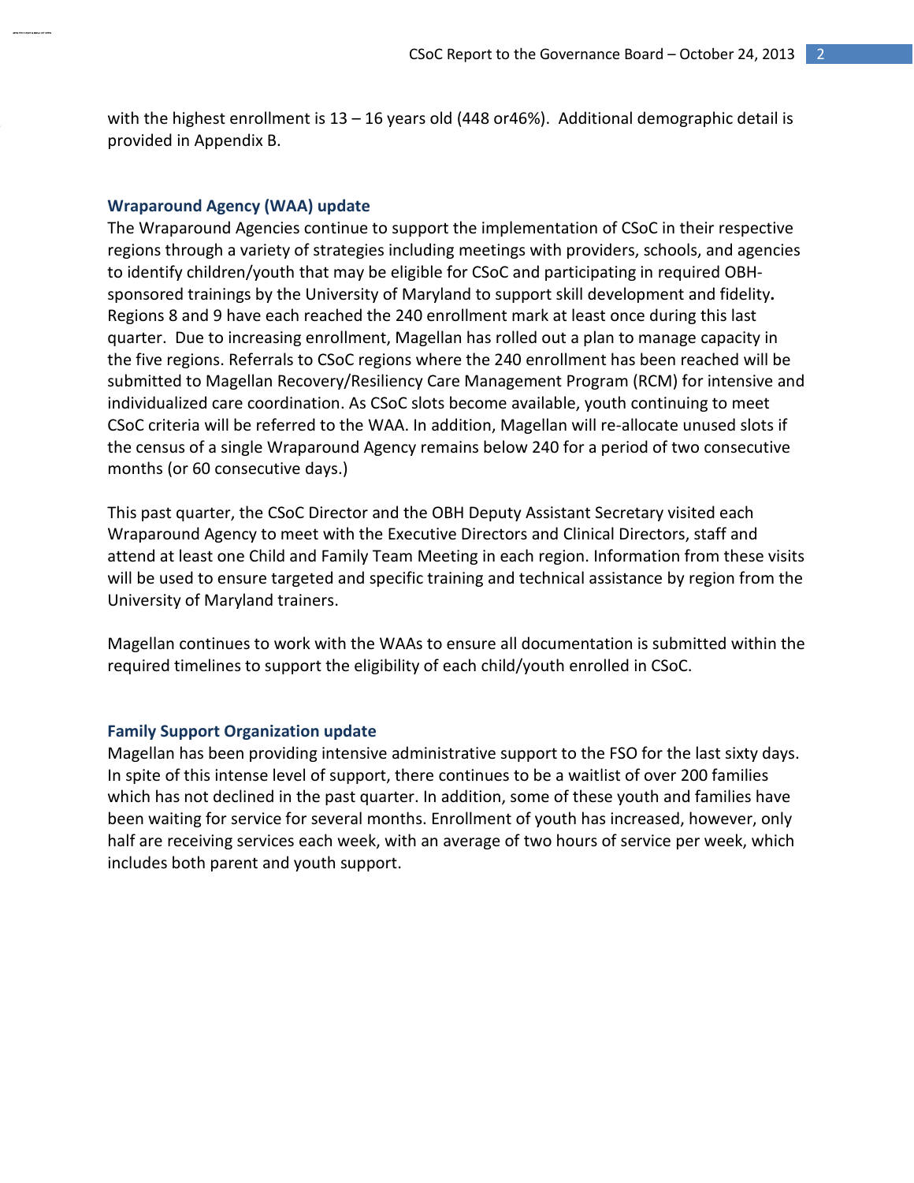with the highest enrollment is 13 – 16 years old (448 or46%). Additional demographic detail is provided in Appendix B.

### Wraparound Agency (WAA) update

The Wraparound Agencies continue to support the implementation of CSoC in their respective regions through a variety of strategies including meetings with providers, schools, and agencies to identify children/youth that may be eligible for CSoC and participating in required OBH-sponsored trainings by the University of Maryland to support skill development and fidelity**.** Regions 8 and 9 have each reached the 240 enrollment mark at least once during this last quarter. Due to increasing enrollment, Magellan has rolled out a plan to manage capacity in the five regions. Referrals to CSoC regions where the 240 enrollment has been reached will be submitted to Magellan Recovery/Resiliency Care Management Program (RCM) for intensive and individualized care coordination. As CSoC slots become available, youth continuing to meet CSoC criteria will be referred to the WAA. In addition, Magellan will re-allocate unused slots if the census of a single Wraparound Agency remains below 240 for a period of two consecutive months (or 60 consecutive days.)

This past quarter, the CSoC Director and the OBH Deputy Assistant Secretary visited each Wraparound Agency to meet with the Executive Directors and Clinical Directors, staff and attend at least one Child and Family Team Meeting in each region. Information from these visits will be used to ensure targeted and specific training and technical assistance by region from the University of Maryland trainers.

Magellan continues to work with the WAAs to ensure all documentation is submitted within the required timelines to support the eligibility of each child/youth enrolled in CSoC.

### Family Support Organization update

Magellan has been providing intensive administrative support to the FSO for the last sixty days. In spite of this intense level of support, there continues to be a waitlist of over 200 families which has not declined in the past quarter. In addition, some of these youth and families have been waiting for service for several months. Enrollment of youth has increased, however, only half are receiving services each week, with an average of two hours of service per week, which includes both parent and youth support.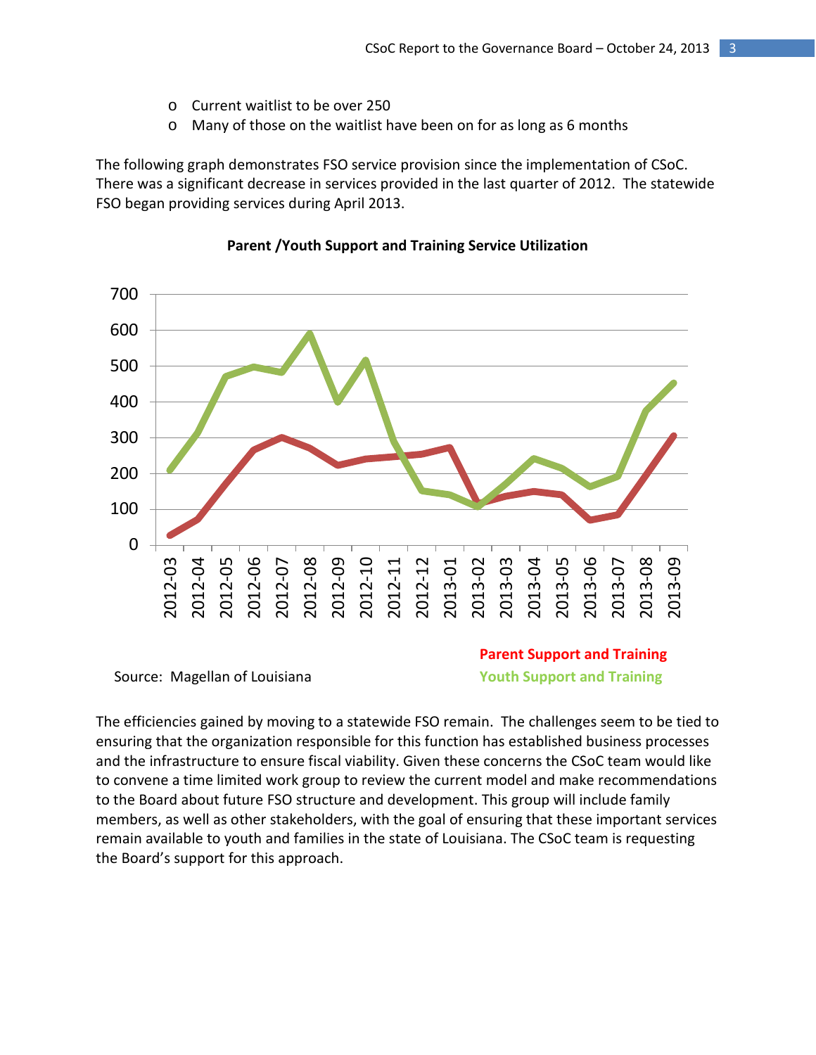- Current waitlist to be over 250
- Many of those on the waitlist have been on for as long as 6 months

The following graph demonstrates FSO service provision since the implementation of CSoC. There was a significant decrease in services provided in the last quarter of 2012. The statewide FSO began providing services during April 2013.

**Parent /Youth Support and Training Service Utilization**

Source: Magellan of Louisiana

**Parent Support and Training**
**Youth Support and Training**

The efficiencies gained by moving to a statewide FSO remain. The challenges seem to be tied to ensuring that the organization responsible for this function has established business processes and the infrastructure to ensure fiscal viability. Given these concerns the CSoC team would like to convene a time limited work group to review the current model and make recommendations to the Board about future FSO structure and development. This group will include family members, as well as other stakeholders, with the goal of ensuring that these important services remain available to youth and families in the state of Louisiana. The CSoC team is requesting the Board's support for this approach.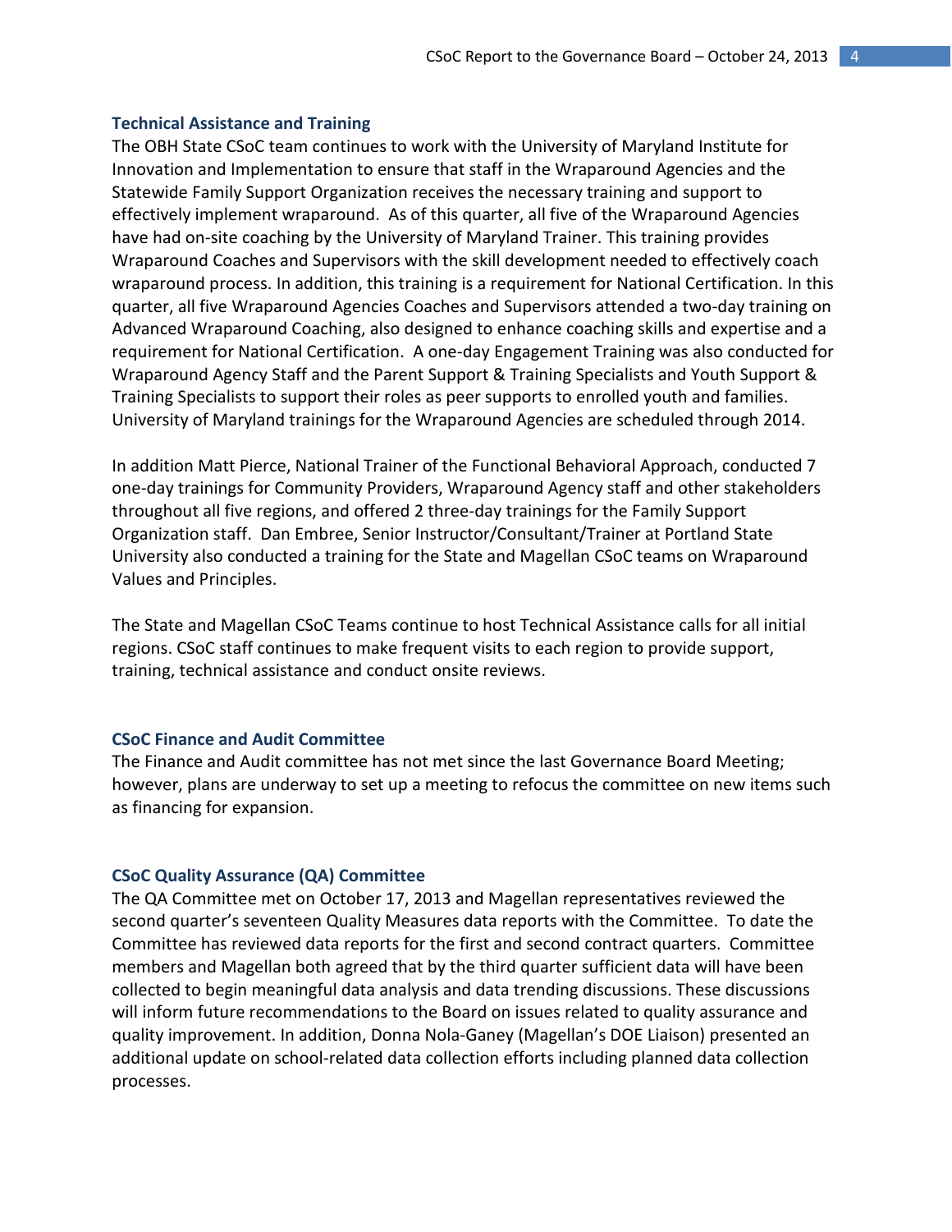### Technical Assistance and Training

The OBH State CSoC team continues to work with the University of Maryland Institute for Innovation and Implementation to ensure that staff in the Wraparound Agencies and the Statewide Family Support Organization receives the necessary training and support to effectively implement wraparound. As of this quarter, all five of the Wraparound Agencies have had on-site coaching by the University of Maryland Trainer. This training provides Wraparound Coaches and Supervisors with the skill development needed to effectively coach wraparound process. In addition, this training is a requirement for National Certification. In this quarter, all five Wraparound Agencies Coaches and Supervisors attended a two-day training on Advanced Wraparound Coaching, also designed to enhance coaching skills and expertise and a requirement for National Certification. A one-day Engagement Training was also conducted for Wraparound Agency Staff and the Parent Support & Training Specialists and Youth Support & Training Specialists to support their roles as peer supports to enrolled youth and families. University of Maryland trainings for the Wraparound Agencies are scheduled through 2014.

In addition Matt Pierce, National Trainer of the Functional Behavioral Approach, conducted 7 one-day trainings for Community Providers, Wraparound Agency staff and other stakeholders throughout all five regions, and offered 2 three-day trainings for the Family Support Organization staff. Dan Embree, Senior Instructor/Consultant/Trainer at Portland State University also conducted a training for the State and Magellan CSoC teams on Wraparound Values and Principles.

The State and Magellan CSoC Teams continue to host Technical Assistance calls for all initial regions. CSoC staff continues to make frequent visits to each region to provide support, training, technical assistance and conduct onsite reviews.

### CSoC Finance and Audit Committee

The Finance and Audit committee has not met since the last Governance Board Meeting; however, plans are underway to set up a meeting to refocus the committee on new items such as financing for expansion.

### CSoC Quality Assurance (QA) Committee

The QA Committee met on October 17, 2013 and Magellan representatives reviewed the second quarter's seventeen Quality Measures data reports with the Committee. To date the Committee has reviewed data reports for the first and second contract quarters. Committee members and Magellan both agreed that by the third quarter sufficient data will have been collected to begin meaningful data analysis and data trending discussions. These discussions will inform future recommendations to the Board on issues related to quality assurance and quality improvement. In addition, Donna Nola-Ganey (Magellan's DOE Liaison) presented an additional update on school-related data collection efforts including planned data collection processes.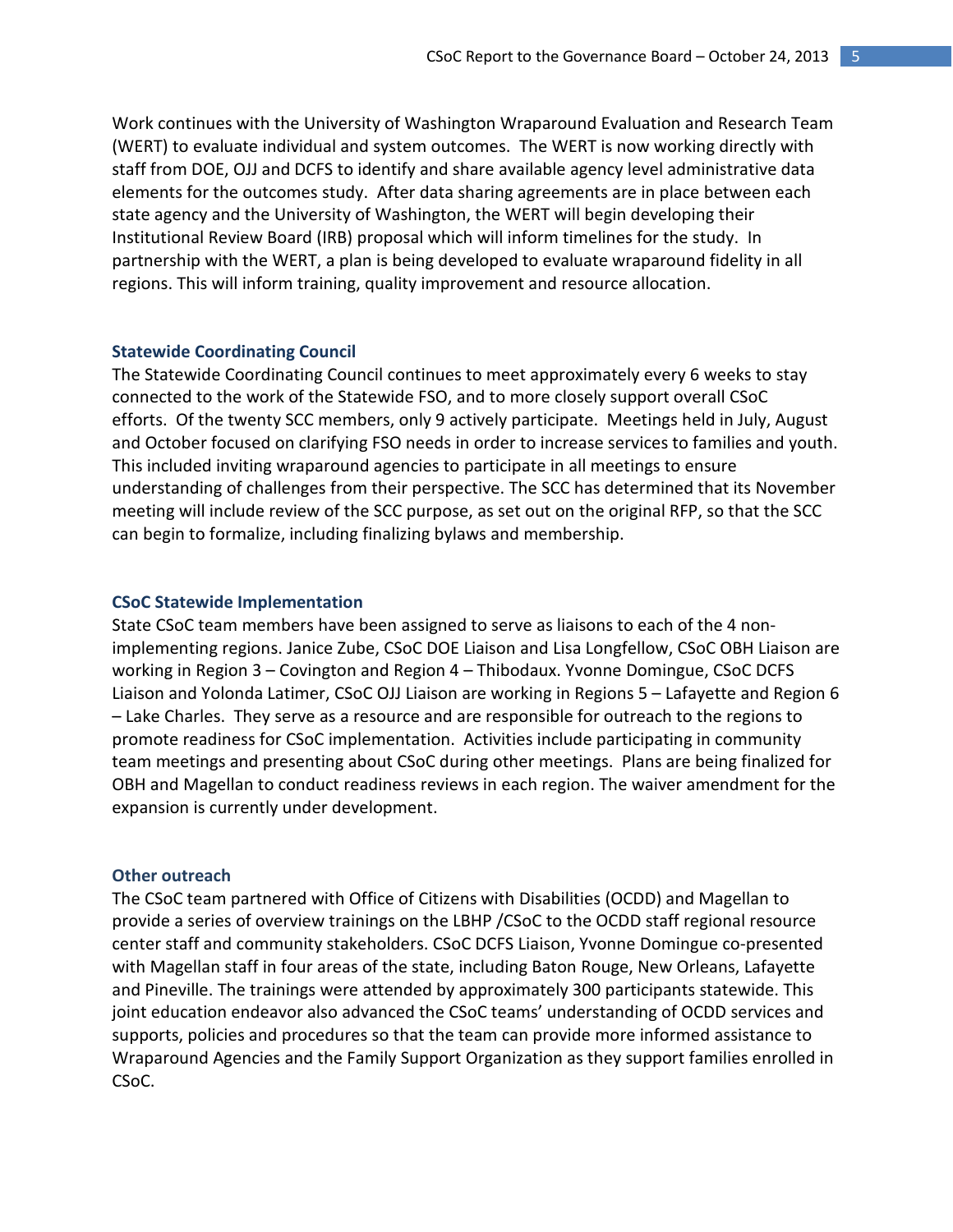Work continues with the University of Washington Wraparound Evaluation and Research Team (WERT) to evaluate individual and system outcomes. The WERT is now working directly with staff from DOE, OJJ and DCFS to identify and share available agency level administrative data elements for the outcomes study. After data sharing agreements are in place between each state agency and the University of Washington, the WERT will begin developing their Institutional Review Board (IRB) proposal which will inform timelines for the study. In partnership with the WERT, a plan is being developed to evaluate wraparound fidelity in all regions. This will inform training, quality improvement and resource allocation.

### Statewide Coordinating Council

The Statewide Coordinating Council continues to meet approximately every 6 weeks to stay connected to the work of the Statewide FSO, and to more closely support overall CSoC efforts. Of the twenty SCC members, only 9 actively participate. Meetings held in July, August and October focused on clarifying FSO needs in order to increase services to families and youth. This included inviting wraparound agencies to participate in all meetings to ensure understanding of challenges from their perspective. The SCC has determined that its November meeting will include review of the SCC purpose, as set out on the original RFP, so that the SCC can begin to formalize, including finalizing bylaws and membership.

### CSoC Statewide Implementation

State CSoC team members have been assigned to serve as liaisons to each of the 4 non-implementing regions. Janice Zube, CSoC DOE Liaison and Lisa Longfellow, CSoC OBH Liaison are working in Region 3 – Covington and Region 4 – Thibodaux. Yvonne Domingue, CSoC DCFS Liaison and Yolonda Latimer, CSoC OJJ Liaison are working in Regions 5 – Lafayette and Region 6 – Lake Charles. They serve as a resource and are responsible for outreach to the regions to promote readiness for CSoC implementation. Activities include participating in community team meetings and presenting about CSoC during other meetings. Plans are being finalized for OBH and Magellan to conduct readiness reviews in each region. The waiver amendment for the expansion is currently under development.

### Other outreach

The CSoC team partnered with Office of Citizens with Disabilities (OCDD) and Magellan to provide a series of overview trainings on the LBHP /CSoC to the OCDD staff regional resource center staff and community stakeholders. CSoC DCFS Liaison, Yvonne Domingue co-presented with Magellan staff in four areas of the state, including Baton Rouge, New Orleans, Lafayette and Pineville. The trainings were attended by approximately 300 participants statewide. This joint education endeavor also advanced the CSoC teams' understanding of OCDD services and supports, policies and procedures so that the team can provide more informed assistance to Wraparound Agencies and the Family Support Organization as they support families enrolled in CSoC.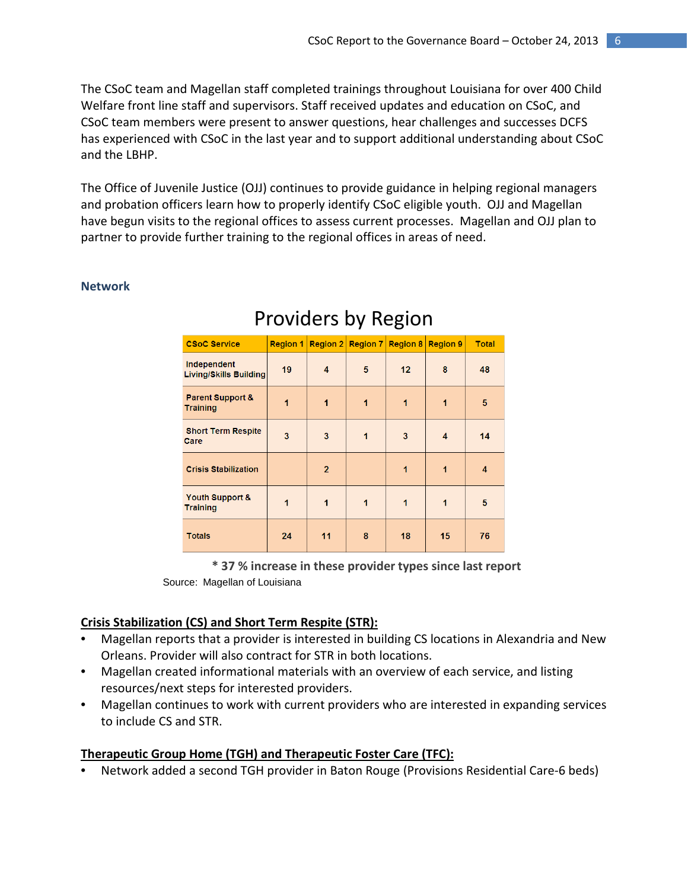The CSoC team and Magellan staff completed trainings throughout Louisiana for over 400 Child Welfare front line staff and supervisors. Staff received updates and education on CSoC, and CSoC team members were present to answer questions, hear challenges and successes DCFS has experienced with CSoC in the last year and to support additional understanding about CSoC and the LBHP.

The Office of Juvenile Justice (OJJ) continues to provide guidance in helping regional managers and probation officers learn how to properly identify CSoC eligible youth. OJJ and Magellan have begun visits to the regional offices to assess current processes. Magellan and OJJ plan to partner to provide further training to the regional offices in areas of need.

## Network

### Providers by Region

| CSoC Service | Region 1 | Region 2 | Region 7 | Region 8 | Region 9 | Total |
|---|---|---|---|---|---|---|
| Independent Living/Skills Building | 19 | 4 | 5 | 12 | 8 | 48 |
| Parent Support & Training | 1 | 1 | 1 | 1 | 1 | 5 |
| Short Term Respite Care | 3 | 3 | 1 | 3 | 4 | 14 |
| Crisis Stabilization | | 2 | | 1 | 1 | 4 |
| Youth Support & Training | 1 | 1 | 1 | 1 | 1 | 5 |
| Totals | 24 | 11 | 8 | 18 | 15 | 76 |

**\* 37 % increase in these provider types since last report**

Source: Magellan of Louisiana

**Crisis Stabilization (CS) and Short Term Respite (STR):**

- Magellan reports that a provider is interested in building CS locations in Alexandria and New Orleans. Provider will also contract for STR in both locations.
- Magellan created informational materials with an overview of each service, and listing resources/next steps for interested providers.
- Magellan continues to work with current providers who are interested in expanding services to include CS and STR.

**Therapeutic Group Home (TGH) and Therapeutic Foster Care (TFC):**

- Network added a second TGH provider in Baton Rouge (Provisions Residential Care-6 beds)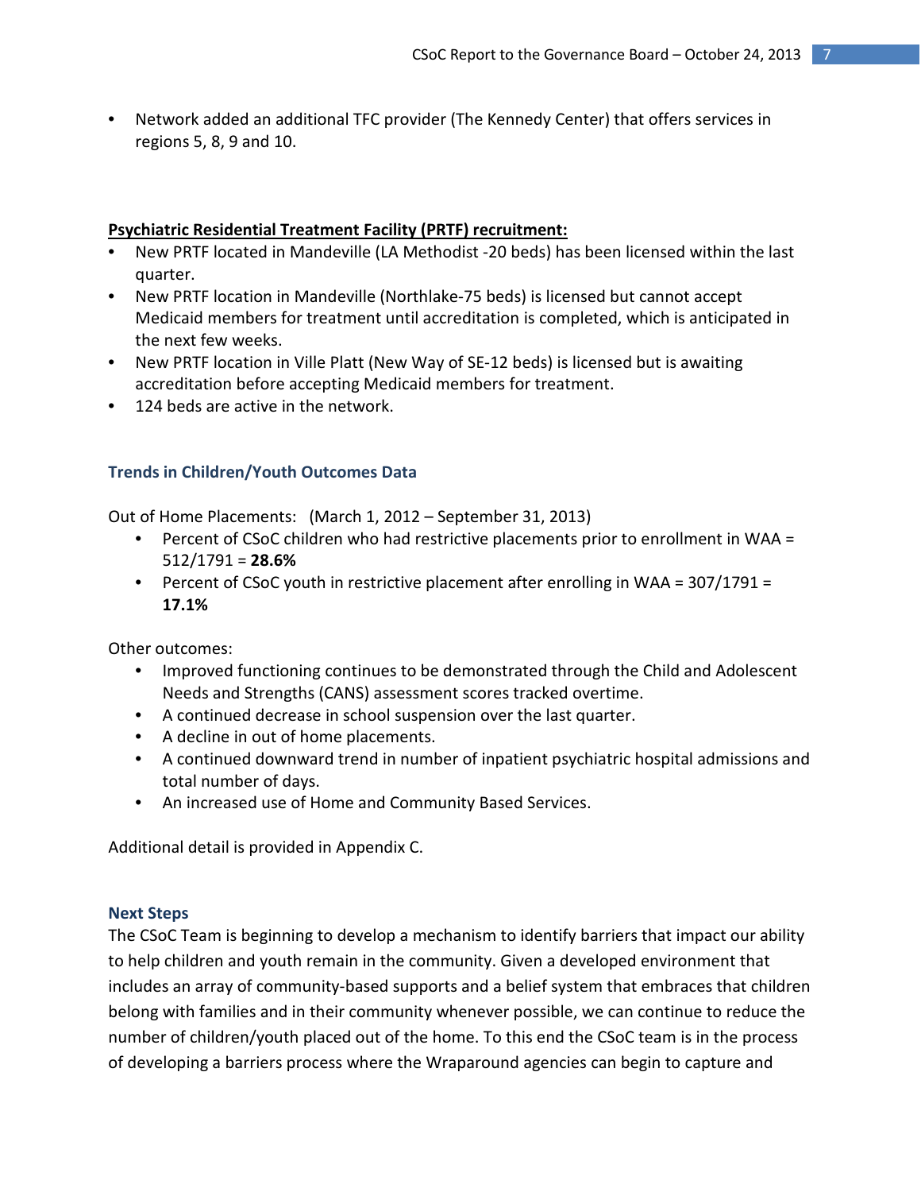- Network added an additional TFC provider (The Kennedy Center) that offers services in regions 5, 8, 9 and 10.

**Psychiatric Residential Treatment Facility (PRTF) recruitment:**

- New PRTF located in Mandeville (LA Methodist -20 beds) has been licensed within the last quarter.
- New PRTF location in Mandeville (Northlake-75 beds) is licensed but cannot accept Medicaid members for treatment until accreditation is completed, which is anticipated in the next few weeks.
- New PRTF location in Ville Platt (New Way of SE-12 beds) is licensed but is awaiting accreditation before accepting Medicaid members for treatment.
- 124 beds are active in the network.

### Trends in Children/Youth Outcomes Data

Out of Home Placements: (March 1, 2012 – September 31, 2013)

- Percent of CSoC children who had restrictive placements prior to enrollment in WAA = 512/1791 = **28.6%**
- Percent of CSoC youth in restrictive placement after enrolling in WAA = 307/1791 = **17.1%**

Other outcomes:

- Improved functioning continues to be demonstrated through the Child and Adolescent Needs and Strengths (CANS) assessment scores tracked overtime.
- A continued decrease in school suspension over the last quarter.
- A decline in out of home placements.
- A continued downward trend in number of inpatient psychiatric hospital admissions and total number of days.
- An increased use of Home and Community Based Services.

Additional detail is provided in Appendix C.

### Next Steps

The CSoC Team is beginning to develop a mechanism to identify barriers that impact our ability to help children and youth remain in the community. Given a developed environment that includes an array of community-based supports and a belief system that embraces that children belong with families and in their community whenever possible, we can continue to reduce the number of children/youth placed out of the home. To this end the CSoC team is in the process of developing a barriers process where the Wraparound agencies can begin to capture and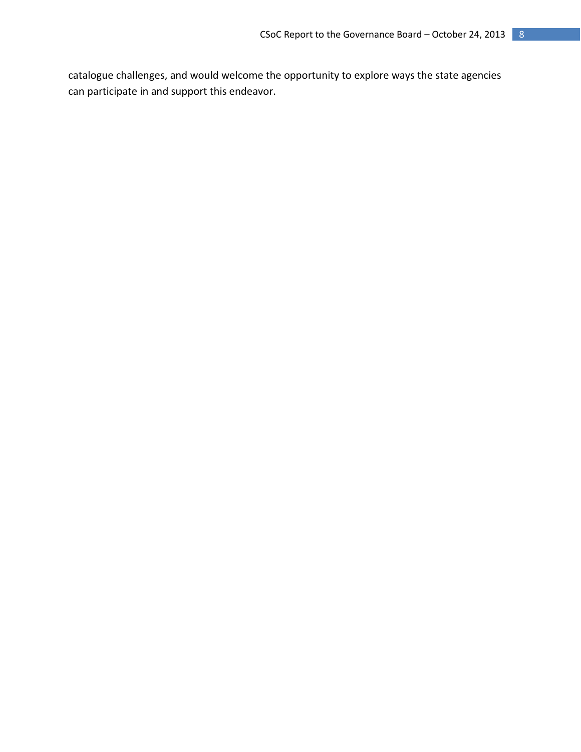catalogue challenges, and would welcome the opportunity to explore ways the state agencies can participate in and support this endeavor.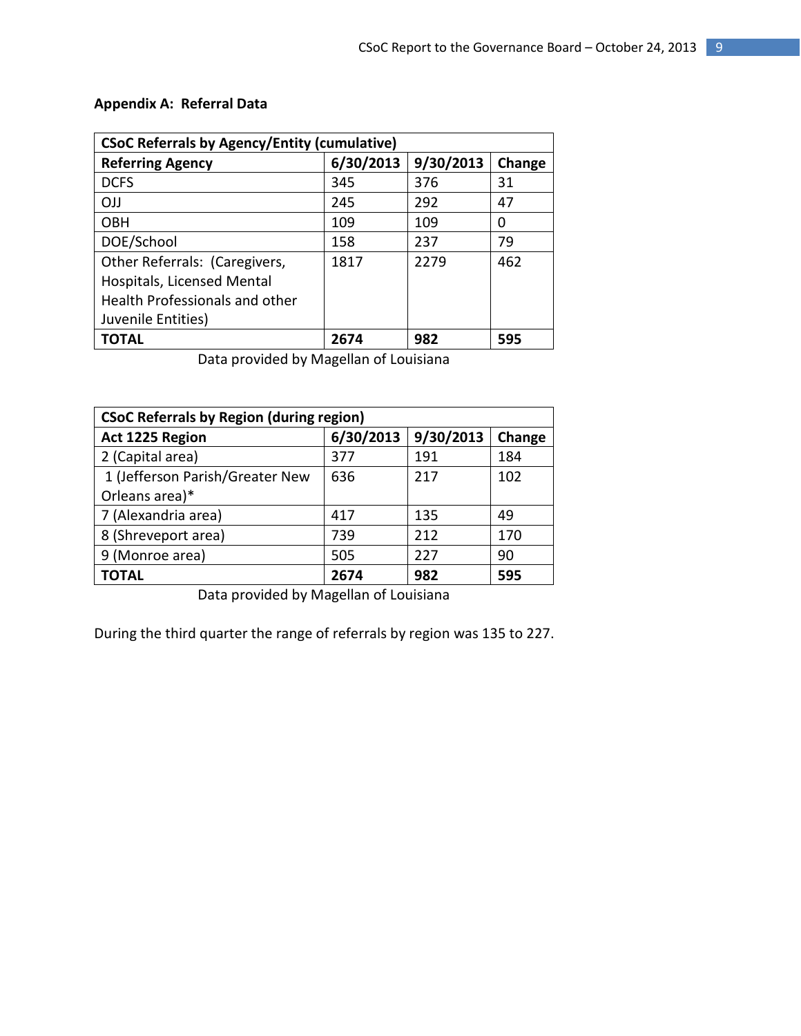**Appendix A: Referral Data**

| CSoC Referrals by Agency/Entity (cumulative) | | | |
|---|---|---|---|
| **Referring Agency** | **6/30/2013** | **9/30/2013** | **Change** |
| DCFS | 345 | 376 | 31 |
| OJJ | 245 | 292 | 47 |
| OBH | 109 | 109 | 0 |
| DOE/School | 158 | 237 | 79 |
| Other Referrals: (Caregivers, Hospitals, Licensed Mental Health Professionals and other Juvenile Entities) | 1817 | 2279 | 462 |
| **TOTAL** | **2674** | **982** | **595** |

Data provided by Magellan of Louisiana

| CSoC Referrals by Region (during region) | | | |
|---|---|---|---|
| **Act 1225 Region** | **6/30/2013** | **9/30/2013** | **Change** |
| 2 (Capital area) | 377 | 191 | 184 |
| 1 (Jefferson Parish/Greater New Orleans area)* | 636 | 217 | 102 |
| 7 (Alexandria area) | 417 | 135 | 49 |
| 8 (Shreveport area) | 739 | 212 | 170 |
| 9 (Monroe area) | 505 | 227 | 90 |
| **TOTAL** | **2674** | **982** | **595** |

Data provided by Magellan of Louisiana

During the third quarter the range of referrals by region was 135 to 227.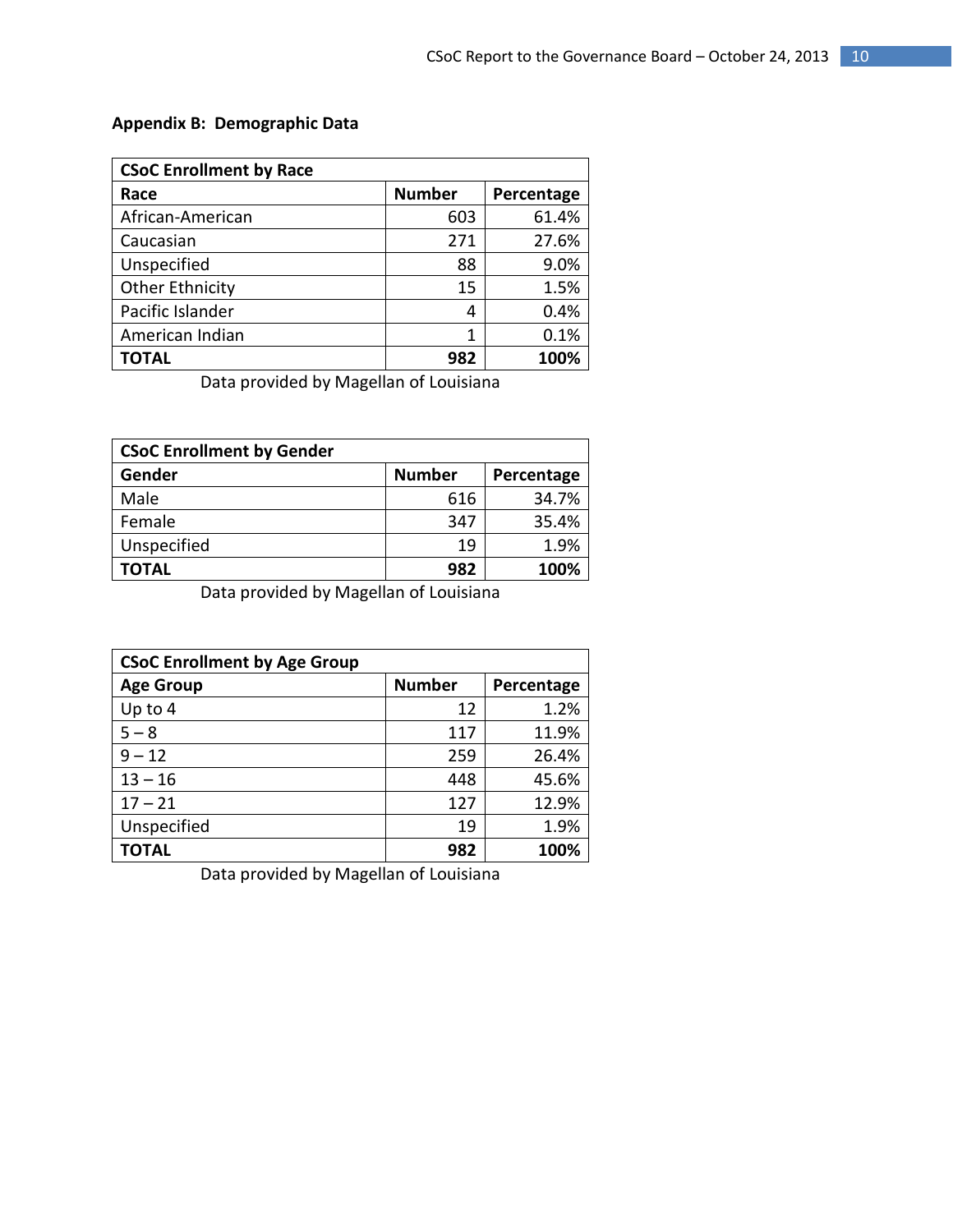**Appendix B: Demographic Data**

| CSoC Enrollment by Race | | |
|---|---|---|
| **Race** | **Number** | **Percentage** |
| African-American | 603 | 61.4% |
| Caucasian | 271 | 27.6% |
| Unspecified | 88 | 9.0% |
| Other Ethnicity | 15 | 1.5% |
| Pacific Islander | 4 | 0.4% |
| American Indian | 1 | 0.1% |
| **TOTAL** | **982** | **100%** |

Data provided by Magellan of Louisiana

| CSoC Enrollment by Gender | | |
|---|---|---|
| **Gender** | **Number** | **Percentage** |
| Male | 616 | 34.7% |
| Female | 347 | 35.4% |
| Unspecified | 19 | 1.9% |
| **TOTAL** | **982** | **100%** |

Data provided by Magellan of Louisiana

| CSoC Enrollment by Age Group | | |
|---|---|---|
| **Age Group** | **Number** | **Percentage** |
| Up to 4 | 12 | 1.2% |
| 5 – 8 | 117 | 11.9% |
| 9 – 12 | 259 | 26.4% |
| 13 – 16 | 448 | 45.6% |
| 17 – 21 | 127 | 12.9% |
| Unspecified | 19 | 1.9% |
| **TOTAL** | **982** | **100%** |

Data provided by Magellan of Louisiana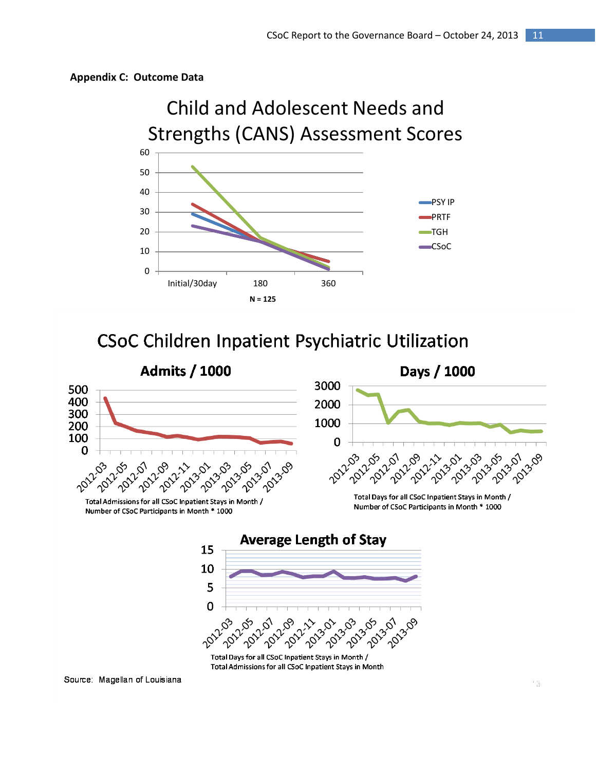**Appendix C: Outcome Data**

## Child and Adolescent Needs and Strengths (CANS) Assessment Scores

N = 125

## CSoC Children Inpatient Psychiatric Utilization

### Admits / 1000

Total Admissions for all CSoC Inpatient Stays in Month / Number of CSoC Participants in Month * 1000

### Days / 1000

Total Days for all CSoC Inpatient Stays in Month / Number of CSoC Participants in Month * 1000

### Average Length of Stay

Total Days for all CSoC Inpatient Stays in Month / Total Admissions for all CSoC Inpatient Stays in Month

Source: Magellan of Louisiana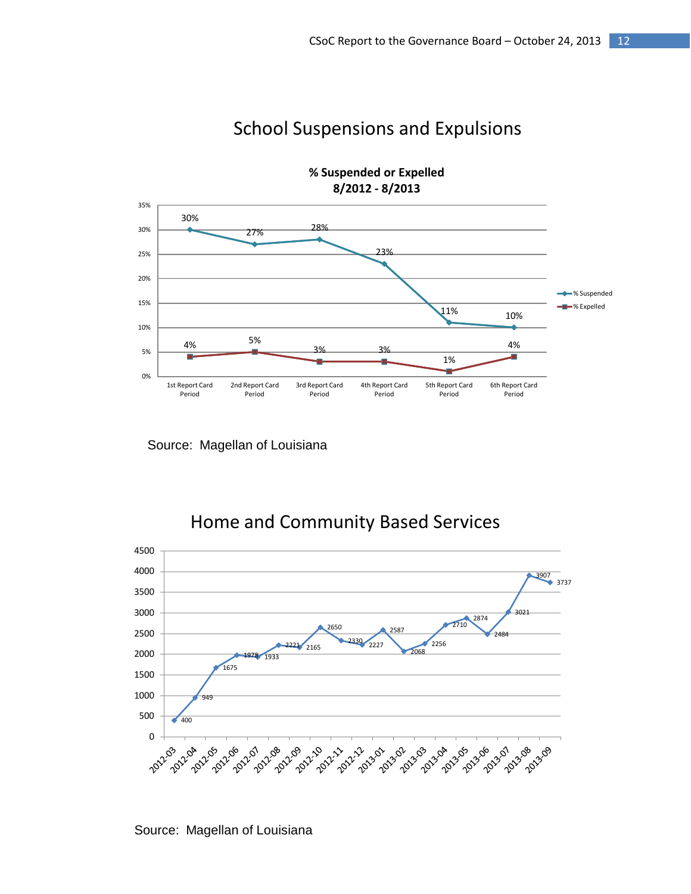## School Suspensions and Expulsions

**% Suspended or Expelled**
**8/2012 - 8/2013**

35%
30%
25%
20%
15%
10%
5%
0%

30%
27%
28%
23%
11%
10%

4%
5%
3%
3%
1%
4%

1st Report Card Period
2nd Report Card Period
3rd Report Card Period
4th Report Card Period
5th Report Card Period
6th Report Card Period

% Suspended
% Expelled

Source: Magellan of Louisiana

## Home and Community Based Services

4500
4000
3500
3000
2500
2000
1500
1000
500
0

400
949
1675
1978
1933
2221
2165
2650
2330
2227
2587
2068
2256
2710
2874
2484
3021
3907
3737

2012-03
2012-04
2012-05
2012-06
2012-07
2012-08
2012-09
2012-10
2012-11
2012-12
2013-01
2013-02
2013-03
2013-04
2013-05
2013-06
2013-07
2013-08
2013-09

Source: Magellan of Louisiana